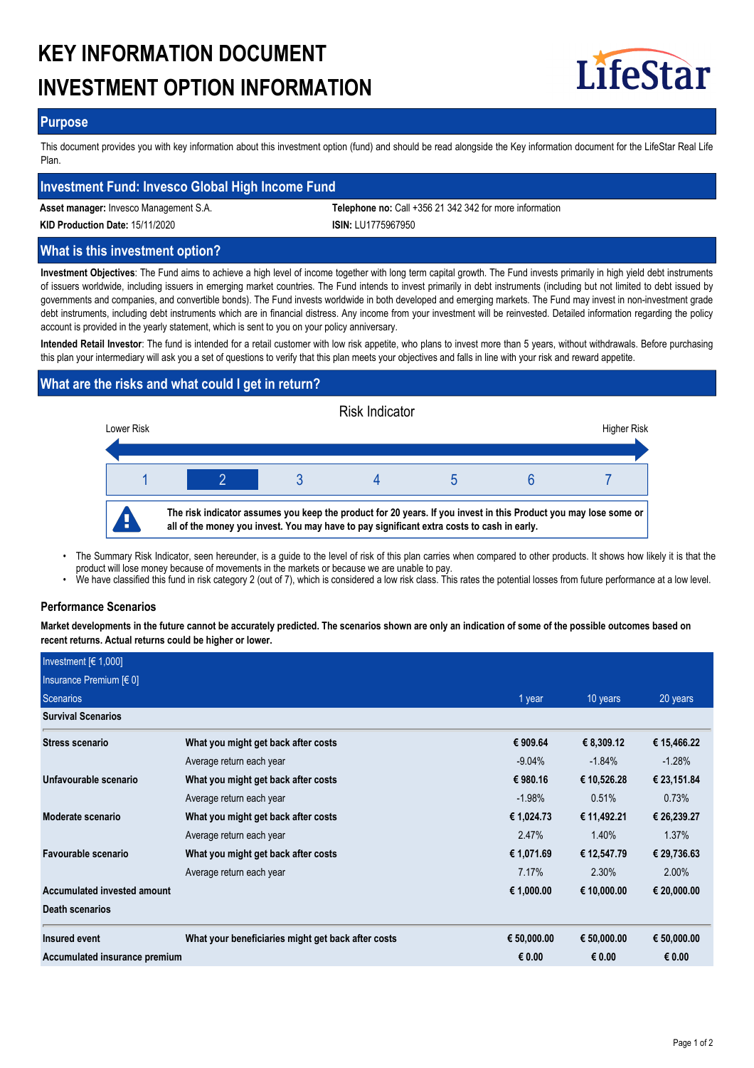# KEY INFORMATION DOCUMENT
# INVESTMENT OPTION INFORMATION

LifeStar

## Purpose

This document provides you with key information about this investment option (fund) and should be read alongside the Key information document for the LifeStar Real Life Plan.

## Investment Fund: Invesco Global High Income Fund

**Asset manager:** Invesco Management S.A.

**Telephone no:** Call +356 21 342 342 for more information

**KID Production Date:** 15/11/2020

**ISIN:** LU1775967950

## What is this investment option?

**Investment Objectives**: The Fund aims to achieve a high level of income together with long term capital growth. The Fund invests primarily in high yield debt instruments of issuers worldwide, including issuers in emerging market countries. The Fund intends to invest primarily in debt instruments (including but not limited to debt issued by governments and companies, and convertible bonds). The Fund invests worldwide in both developed and emerging markets. The Fund may invest in non-investment grade debt instruments, including debt instruments which are in financial distress. Any income from your investment will be reinvested. Detailed information regarding the policy account is provided in the yearly statement, which is sent to you on your policy anniversary.

**Intended Retail Investor**: The fund is intended for a retail customer with low risk appetite, who plans to invest more than 5 years, without withdrawals. Before purchasing this plan your intermediary will ask you a set of questions to verify that this plan meets your objectives and falls in line with your risk and reward appetite.

## What are the risks and what could I get in return?

Risk Indicator

Lower Risk — Higher Risk

| 1 | **2** | 3 | 4 | 5 | 6 | 7 |
|---|---|---|---|---|---|---|

**The risk indicator assumes you keep the product for 20 years. If you invest in this Product you may lose some or all of the money you invest. You may have to pay significant extra costs to cash in early.**

- The Summary Risk Indicator, seen hereunder, is a guide to the level of risk of this plan carries when compared to other products. It shows how likely it is that the product will lose money because of movements in the markets or because we are unable to pay.
- We have classified this fund in risk category 2 (out of 7), which is considered a low risk class. This rates the potential losses from future performance at a low level.

### Performance Scenarios

**Market developments in the future cannot be accurately predicted. The scenarios shown are only an indication of some of the possible outcomes based on recent returns. Actual returns could be higher or lower.**

| Investment [€ 1,000]<br>Insurance Premium [€ 0]<br>Scenarios | | 1 year | 10 years | 20 years |
|---|---|---|---|---|
| **Survival Scenarios** | | | | |
| **Stress scenario** | **What you might get back after costs** | **€ 909.64** | **€ 8,309.12** | **€ 15,466.22** |
| | Average return each year | -9.04% | -1.84% | -1.28% |
| **Unfavourable scenario** | **What you might get back after costs** | **€ 980.16** | **€ 10,526.28** | **€ 23,151.84** |
| | Average return each year | -1.98% | 0.51% | 0.73% |
| **Moderate scenario** | **What you might get back after costs** | **€ 1,024.73** | **€ 11,492.21** | **€ 26,239.27** |
| | Average return each year | 2.47% | 1.40% | 1.37% |
| **Favourable scenario** | **What you might get back after costs** | **€ 1,071.69** | **€ 12,547.79** | **€ 29,736.63** |
| | Average return each year | 7.17% | 2.30% | 2.00% |
| **Accumulated invested amount** | | **€ 1,000.00** | **€ 10,000.00** | **€ 20,000.00** |
| **Death scenarios** | | | | |
| **Insured event** | **What your beneficiaries might get back after costs** | **€ 50,000.00** | **€ 50,000.00** | **€ 50,000.00** |
| **Accumulated insurance premium** | | **€ 0.00** | **€ 0.00** | **€ 0.00** |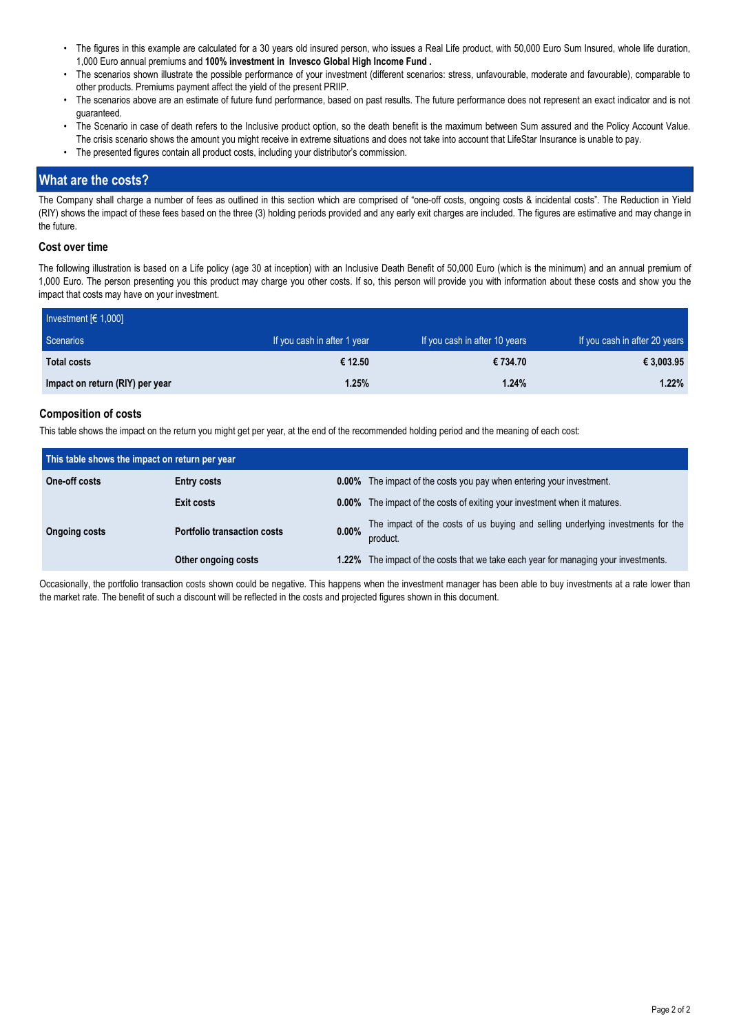- The figures in this example are calculated for a 30 years old insured person, who issues a Real Life product, with 50,000 Euro Sum Insured, whole life duration, 1,000 Euro annual premiums and **100% investment in Invesco Global High Income Fund .**
- The scenarios shown illustrate the possible performance of your investment (different scenarios: stress, unfavourable, moderate and favourable), comparable to other products. Premiums payment affect the yield of the present PRIIP.
- The scenarios above are an estimate of future fund performance, based on past results. The future performance does not represent an exact indicator and is not guaranteed.
- The Scenario in case of death refers to the Inclusive product option, so the death benefit is the maximum between Sum assured and the Policy Account Value. The crisis scenario shows the amount you might receive in extreme situations and does not take into account that LifeStar Insurance is unable to pay.
- The presented figures contain all product costs, including your distributor's commission.

## What are the costs?

The Company shall charge a number of fees as outlined in this section which are comprised of "one-off costs, ongoing costs & incidental costs". The Reduction in Yield (RIY) shows the impact of these fees based on the three (3) holding periods provided and any early exit charges are included. The figures are estimative and may change in the future.

### Cost over time

The following illustration is based on a Life policy (age 30 at inception) with an Inclusive Death Benefit of 50,000 Euro (which is the minimum) and an annual premium of 1,000 Euro. The person presenting you this product may charge you other costs. If so, this person will provide you with information about these costs and show you the impact that costs may have on your investment.

| Investment [€ 1,000] | | | |
|---|---|---|---|
| Scenarios | If you cash in after 1 year | If you cash in after 10 years | If you cash in after 20 years |
| **Total costs** | **€ 12.50** | **€ 734.70** | **€ 3,003.95** |
| **Impact on return (RIY) per year** | **1.25%** | **1.24%** | **1.22%** |

### Composition of costs

This table shows the impact on the return you might get per year, at the end of the recommended holding period and the meaning of each cost:

| This table shows the impact on return per year | | | |
|---|---|---|---|
| **One-off costs** | **Entry costs** | **0.00%** | The impact of the costs you pay when entering your investment. |
| | **Exit costs** | **0.00%** | The impact of the costs of exiting your investment when it matures. |
| **Ongoing costs** | **Portfolio transaction costs** | **0.00%** | The impact of the costs of us buying and selling underlying investments for the product. |
| | **Other ongoing costs** | **1.22%** | The impact of the costs that we take each year for managing your investments. |

Occasionally, the portfolio transaction costs shown could be negative. This happens when the investment manager has been able to buy investments at a rate lower than the market rate. The benefit of such a discount will be reflected in the costs and projected figures shown in this document.